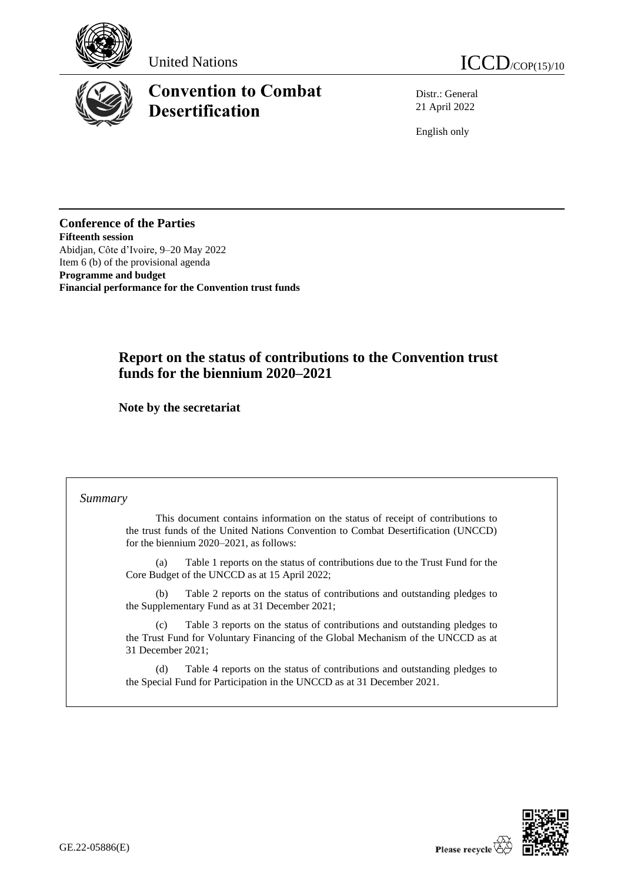United Nations

ICCD/COP(15)/10

# Convention to Combat Desertification

Distr.: General
21 April 2022

English only

**Conference of the Parties**
**Fifteenth session**
Abidjan, Côte d'Ivoire, 9–20 May 2022
Item 6 (b) of the provisional agenda
**Programme and budget**
**Financial performance for the Convention trust funds**

## Report on the status of contributions to the Convention trust funds for the biennium 2020–2021

**Note by the secretariat**

*Summary*

This document contains information on the status of receipt of contributions to the trust funds of the United Nations Convention to Combat Desertification (UNCCD) for the biennium 2020–2021, as follows:

(a) Table 1 reports on the status of contributions due to the Trust Fund for the Core Budget of the UNCCD as at 15 April 2022;

(b) Table 2 reports on the status of contributions and outstanding pledges to the Supplementary Fund as at 31 December 2021;

(c) Table 3 reports on the status of contributions and outstanding pledges to the Trust Fund for Voluntary Financing of the Global Mechanism of the UNCCD as at 31 December 2021;

(d) Table 4 reports on the status of contributions and outstanding pledges to the Special Fund for Participation in the UNCCD as at 31 December 2021.

GE.22-05886(E)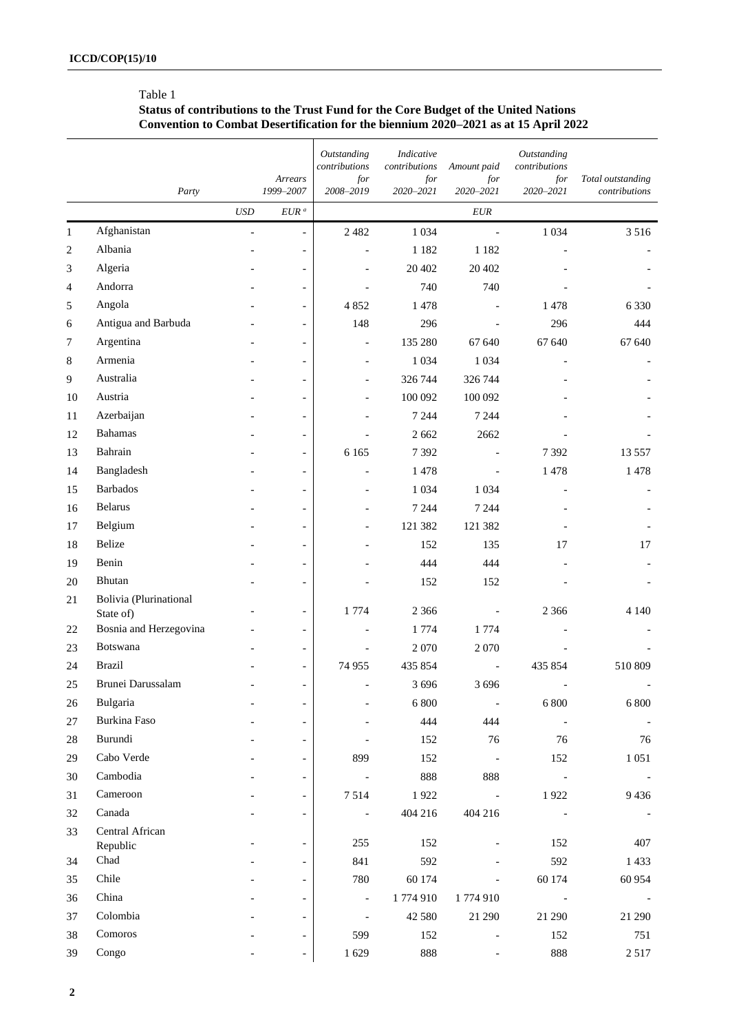Table 1

**Status of contributions to the Trust Fund for the Core Budget of the United Nations Convention to Combat Desertification for the biennium 2020–2021 as at 15 April 2022**

| | *Party* | | *Arrears 1999–2007* | *Outstanding contributions for 2008–2019* | *Indicative contributions for 2020–2021* | *Amount paid for 2020–2021* | *Outstanding contributions for 2020–2021* | *Total outstanding contributions* |
|---|---|---|---|---|---|---|---|---|
| | | *USD* | *EUR [a]* | | | *EUR* | | |
| 1 | Afghanistan | - | - | 2 482 | 1 034 | - | 1 034 | 3 516 |
| 2 | Albania | - | - | - | 1 182 | 1 182 | - | - |
| 3 | Algeria | - | - | - | 20 402 | 20 402 | - | - |
| 4 | Andorra | - | - | - | 740 | 740 | - | - |
| 5 | Angola | - | - | 4 852 | 1 478 | - | 1 478 | 6 330 |
| 6 | Antigua and Barbuda | - | - | 148 | 296 | - | 296 | 444 |
| 7 | Argentina | - | - | - | 135 280 | 67 640 | 67 640 | 67 640 |
| 8 | Armenia | - | - | - | 1 034 | 1 034 | - | - |
| 9 | Australia | - | - | - | 326 744 | 326 744 | - | - |
| 10 | Austria | - | - | - | 100 092 | 100 092 | - | - |
| 11 | Azerbaijan | - | - | - | 7 244 | 7 244 | - | - |
| 12 | Bahamas | - | - | - | 2 662 | 2662 | - | - |
| 13 | Bahrain | - | - | 6 165 | 7 392 | - | 7 392 | 13 557 |
| 14 | Bangladesh | - | - | - | 1 478 | - | 1 478 | 1 478 |
| 15 | Barbados | - | - | - | 1 034 | 1 034 | - | - |
| 16 | Belarus | - | - | - | 7 244 | 7 244 | - | - |
| 17 | Belgium | - | - | - | 121 382 | 121 382 | - | - |
| 18 | Belize | - | - | - | 152 | 135 | 17 | 17 |
| 19 | Benin | - | - | - | 444 | 444 | - | - |
| 20 | Bhutan | - | - | - | 152 | 152 | - | - |
| 21 | Bolivia (Plurinational State of) | - | - | 1 774 | 2 366 | - | 2 366 | 4 140 |
| 22 | Bosnia and Herzegovina | - | - | - | 1 774 | 1 774 | - | - |
| 23 | Botswana | - | - | - | 2 070 | 2 070 | - | - |
| 24 | Brazil | - | - | 74 955 | 435 854 | - | 435 854 | 510 809 |
| 25 | Brunei Darussalam | - | - | - | 3 696 | 3 696 | - | - |
| 26 | Bulgaria | - | - | - | 6 800 | - | 6 800 | 6 800 |
| 27 | Burkina Faso | - | - | - | 444 | 444 | - | - |
| 28 | Burundi | - | - | - | 152 | 76 | 76 | 76 |
| 29 | Cabo Verde | - | - | 899 | 152 | - | 152 | 1 051 |
| 30 | Cambodia | - | - | - | 888 | 888 | - | - |
| 31 | Cameroon | - | - | 7 514 | 1 922 | - | 1 922 | 9 436 |
| 32 | Canada | - | - | - | 404 216 | 404 216 | - | - |
| 33 | Central African Republic | - | - | 255 | 152 | - | 152 | 407 |
| 34 | Chad | - | - | 841 | 592 | - | 592 | 1 433 |
| 35 | Chile | - | - | 780 | 60 174 | - | 60 174 | 60 954 |
| 36 | China | - | - | - | 1 774 910 | 1 774 910 | - | - |
| 37 | Colombia | - | - | - | 42 580 | 21 290 | 21 290 | 21 290 |
| 38 | Comoros | - | - | 599 | 152 | - | 152 | 751 |
| 39 | Congo | - | - | 1 629 | 888 | - | 888 | 2 517 |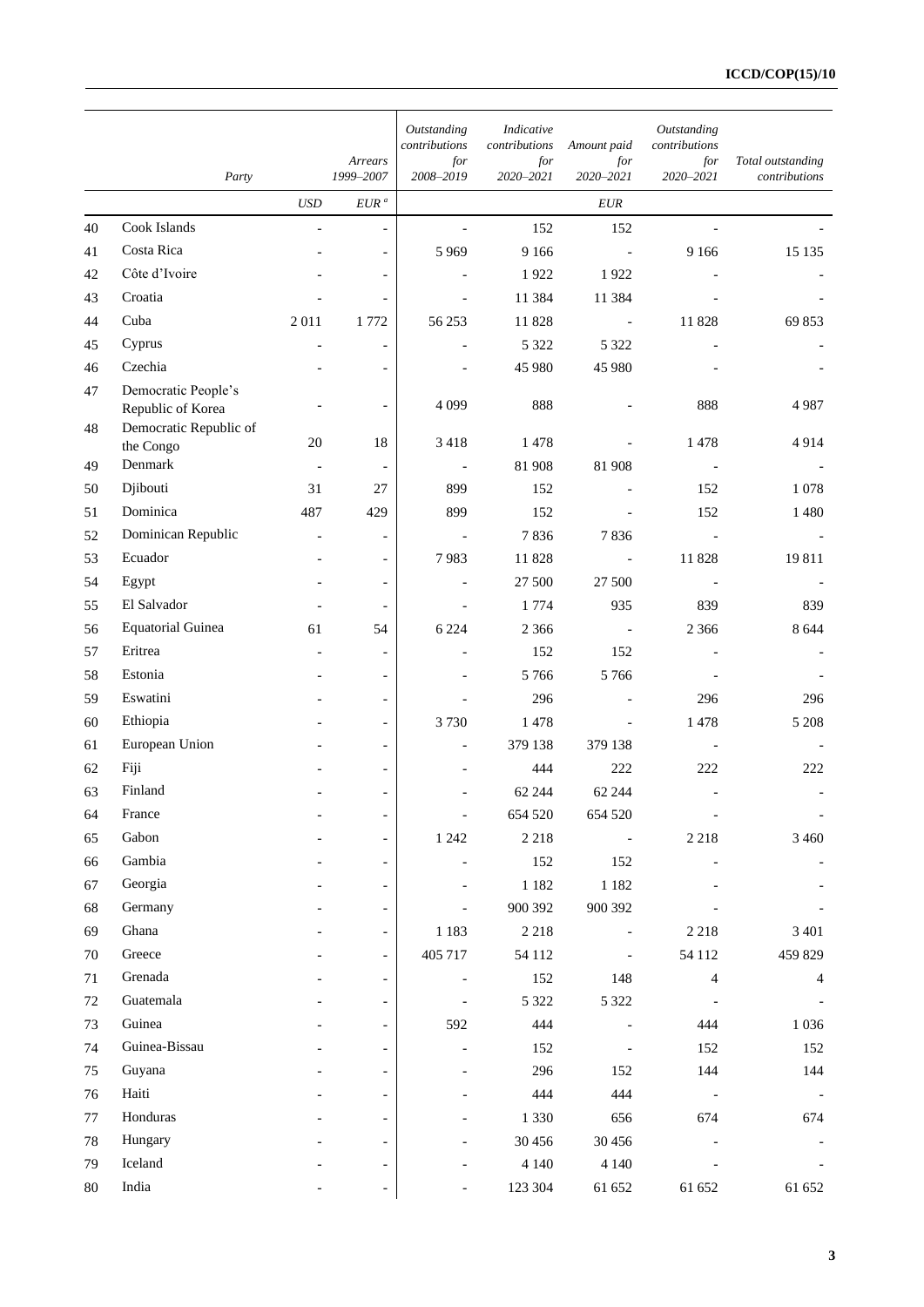| | Party | Arrears 1999–2007 | | Outstanding contributions for 2008–2019 | Indicative contributions for 2020–2021 | Amount paid for 2020–2021 | Outstanding contributions for 2020–2021 | Total outstanding contributions |
|---|---|---|---|---|---|---|---|---|
| | | USD | EUR [a] | | | EUR | | |
| 40 | Cook Islands | - | - | - | 152 | 152 | - | - |
| 41 | Costa Rica | - | - | 5 969 | 9 166 | - | 9 166 | 15 135 |
| 42 | Côte d'Ivoire | - | - | - | 1 922 | 1 922 | - | - |
| 43 | Croatia | - | - | - | 11 384 | 11 384 | - | - |
| 44 | Cuba | 2 011 | 1 772 | 56 253 | 11 828 | - | 11 828 | 69 853 |
| 45 | Cyprus | - | - | - | 5 322 | 5 322 | - | - |
| 46 | Czechia | - | - | - | 45 980 | 45 980 | - | - |
| 47 | Democratic People's Republic of Korea | - | - | 4 099 | 888 | - | 888 | 4 987 |
| 48 | Democratic Republic of the Congo | 20 | 18 | 3 418 | 1 478 | - | 1 478 | 4 914 |
| 49 | Denmark | - | - | - | 81 908 | 81 908 | - | - |
| 50 | Djibouti | 31 | 27 | 899 | 152 | - | 152 | 1 078 |
| 51 | Dominica | 487 | 429 | 899 | 152 | - | 152 | 1 480 |
| 52 | Dominican Republic | - | - | - | 7 836 | 7 836 | - | - |
| 53 | Ecuador | - | - | 7 983 | 11 828 | - | 11 828 | 19 811 |
| 54 | Egypt | - | - | - | 27 500 | 27 500 | - | - |
| 55 | El Salvador | - | - | - | 1 774 | 935 | 839 | 839 |
| 56 | Equatorial Guinea | 61 | 54 | 6 224 | 2 366 | - | 2 366 | 8 644 |
| 57 | Eritrea | - | - | - | 152 | 152 | - | - |
| 58 | Estonia | - | - | - | 5 766 | 5 766 | - | - |
| 59 | Eswatini | - | - | - | 296 | - | 296 | 296 |
| 60 | Ethiopia | - | - | 3 730 | 1 478 | - | 1 478 | 5 208 |
| 61 | European Union | - | - | - | 379 138 | 379 138 | - | - |
| 62 | Fiji | - | - | - | 444 | 222 | 222 | 222 |
| 63 | Finland | - | - | - | 62 244 | 62 244 | - | - |
| 64 | France | - | - | - | 654 520 | 654 520 | - | - |
| 65 | Gabon | - | - | 1 242 | 2 218 | - | 2 218 | 3 460 |
| 66 | Gambia | - | - | - | 152 | 152 | - | - |
| 67 | Georgia | - | - | - | 1 182 | 1 182 | - | - |
| 68 | Germany | - | - | - | 900 392 | 900 392 | - | - |
| 69 | Ghana | - | - | 1 183 | 2 218 | - | 2 218 | 3 401 |
| 70 | Greece | - | - | 405 717 | 54 112 | - | 54 112 | 459 829 |
| 71 | Grenada | - | - | - | 152 | 148 | 4 | 4 |
| 72 | Guatemala | - | - | - | 5 322 | 5 322 | - | - |
| 73 | Guinea | - | - | 592 | 444 | - | 444 | 1 036 |
| 74 | Guinea-Bissau | - | - | - | 152 | - | 152 | 152 |
| 75 | Guyana | - | - | - | 296 | 152 | 144 | 144 |
| 76 | Haiti | - | - | - | 444 | 444 | - | - |
| 77 | Honduras | - | - | - | 1 330 | 656 | 674 | 674 |
| 78 | Hungary | - | - | - | 30 456 | 30 456 | - | - |
| 79 | Iceland | - | - | - | 4 140 | 4 140 | - | - |
| 80 | India | - | - | - | 123 304 | 61 652 | 61 652 | 61 652 |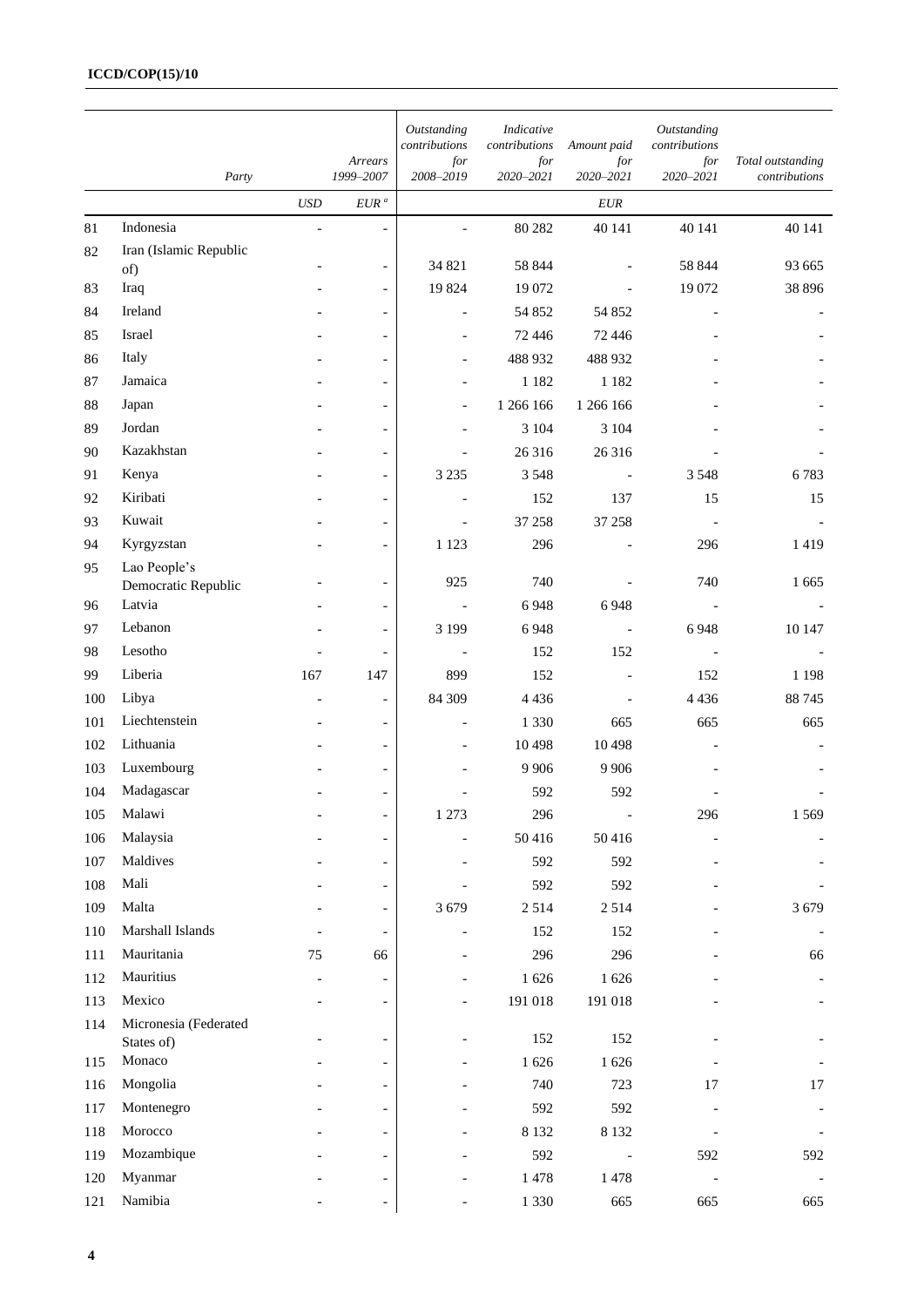| | Party | Arrears 1999–2007 | | Outstanding contributions for 2008–2019 | Indicative contributions for 2020–2021 | Amount paid for 2020–2021 | Outstanding contributions for 2020–2021 | Total outstanding contributions |
|---|---|---|---|---|---|---|---|---|
| | | *USD* | *EUR* [a] | | | *EUR* | | |
| 81 | Indonesia | - | - | - | 80 282 | 40 141 | 40 141 | 40 141 |
| 82 | Iran (Islamic Republic of) | - | - | 34 821 | 58 844 | - | 58 844 | 93 665 |
| 83 | Iraq | - | - | 19 824 | 19 072 | - | 19 072 | 38 896 |
| 84 | Ireland | - | - | - | 54 852 | 54 852 | - | - |
| 85 | Israel | - | - | - | 72 446 | 72 446 | - | - |
| 86 | Italy | - | - | - | 488 932 | 488 932 | - | - |
| 87 | Jamaica | - | - | - | 1 182 | 1 182 | - | - |
| 88 | Japan | - | - | - | 1 266 166 | 1 266 166 | - | - |
| 89 | Jordan | - | - | - | 3 104 | 3 104 | - | - |
| 90 | Kazakhstan | - | - | - | 26 316 | 26 316 | - | - |
| 91 | Kenya | - | - | 3 235 | 3 548 | - | 3 548 | 6 783 |
| 92 | Kiribati | - | - | - | 152 | 137 | 15 | 15 |
| 93 | Kuwait | - | - | - | 37 258 | 37 258 | - | - |
| 94 | Kyrgyzstan | - | - | 1 123 | 296 | - | 296 | 1 419 |
| 95 | Lao People's Democratic Republic | - | - | 925 | 740 | - | 740 | 1 665 |
| 96 | Latvia | - | - | - | 6 948 | 6 948 | - | - |
| 97 | Lebanon | - | - | 3 199 | 6 948 | - | 6 948 | 10 147 |
| 98 | Lesotho | - | - | - | 152 | 152 | - | - |
| 99 | Liberia | 167 | 147 | 899 | 152 | - | 152 | 1 198 |
| 100 | Libya | - | - | 84 309 | 4 436 | - | 4 436 | 88 745 |
| 101 | Liechtenstein | - | - | - | 1 330 | 665 | 665 | 665 |
| 102 | Lithuania | - | - | - | 10 498 | 10 498 | - | - |
| 103 | Luxembourg | - | - | - | 9 906 | 9 906 | - | - |
| 104 | Madagascar | - | - | - | 592 | 592 | - | - |
| 105 | Malawi | - | - | 1 273 | 296 | - | 296 | 1 569 |
| 106 | Malaysia | - | - | - | 50 416 | 50 416 | - | - |
| 107 | Maldives | - | - | - | 592 | 592 | - | - |
| 108 | Mali | - | - | - | 592 | 592 | - | - |
| 109 | Malta | - | - | 3 679 | 2 514 | 2 514 | - | 3 679 |
| 110 | Marshall Islands | - | - | - | 152 | 152 | - | - |
| 111 | Mauritania | 75 | 66 | - | 296 | 296 | - | 66 |
| 112 | Mauritius | - | - | - | 1 626 | 1 626 | - | - |
| 113 | Mexico | - | - | - | 191 018 | 191 018 | - | - |
| 114 | Micronesia (Federated States of) | - | - | - | 152 | 152 | - | - |
| 115 | Monaco | - | - | - | 1 626 | 1 626 | - | - |
| 116 | Mongolia | - | - | - | 740 | 723 | 17 | 17 |
| 117 | Montenegro | - | - | - | 592 | 592 | - | - |
| 118 | Morocco | - | - | - | 8 132 | 8 132 | - | - |
| 119 | Mozambique | - | - | - | 592 | - | 592 | 592 |
| 120 | Myanmar | - | - | - | 1 478 | 1 478 | - | - |
| 121 | Namibia | - | - | - | 1 330 | 665 | 665 | 665 |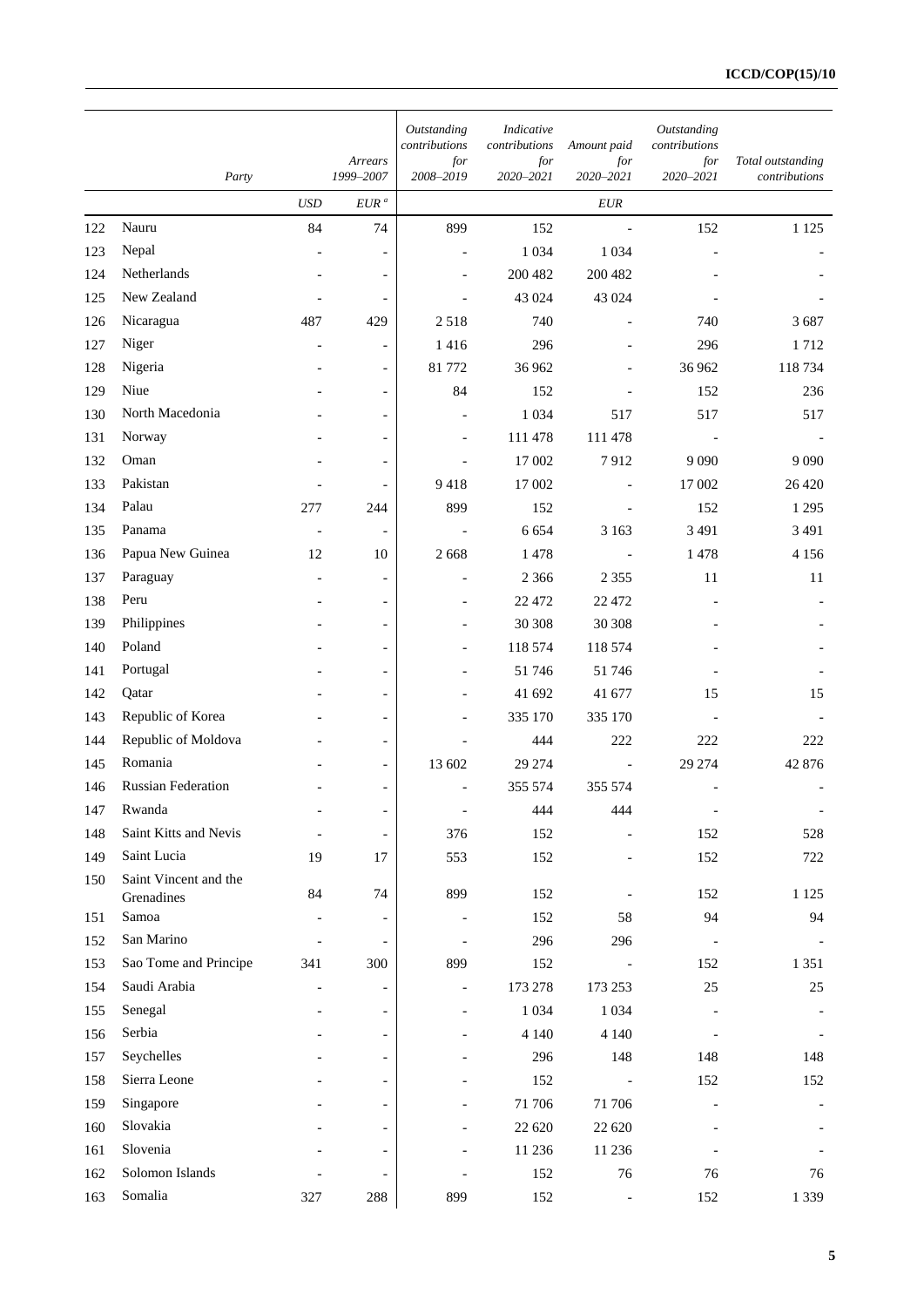| | Party | Arrears 1999–2007 | | Outstanding contributions for 2008–2019 | Indicative contributions for 2020–2021 | Amount paid for 2020–2021 | Outstanding contributions for 2020–2021 | Total outstanding contributions |
|---|---|---|---|---|---|---|---|---|
| | | USD | EUR [a] | | | EUR | | |
| 122 | Nauru | 84 | 74 | 899 | 152 | - | 152 | 1 125 |
| 123 | Nepal | - | - | - | 1 034 | 1 034 | - | - |
| 124 | Netherlands | - | - | - | 200 482 | 200 482 | - | - |
| 125 | New Zealand | - | - | - | 43 024 | 43 024 | - | - |
| 126 | Nicaragua | 487 | 429 | 2 518 | 740 | - | 740 | 3 687 |
| 127 | Niger | - | - | 1 416 | 296 | - | 296 | 1 712 |
| 128 | Nigeria | - | - | 81 772 | 36 962 | - | 36 962 | 118 734 |
| 129 | Niue | - | - | 84 | 152 | - | 152 | 236 |
| 130 | North Macedonia | - | - | - | 1 034 | 517 | 517 | 517 |
| 131 | Norway | - | - | - | 111 478 | 111 478 | - | - |
| 132 | Oman | - | - | - | 17 002 | 7 912 | 9 090 | 9 090 |
| 133 | Pakistan | - | - | 9 418 | 17 002 | - | 17 002 | 26 420 |
| 134 | Palau | 277 | 244 | 899 | 152 | - | 152 | 1 295 |
| 135 | Panama | - | - | - | 6 654 | 3 163 | 3 491 | 3 491 |
| 136 | Papua New Guinea | 12 | 10 | 2 668 | 1 478 | - | 1 478 | 4 156 |
| 137 | Paraguay | - | - | - | 2 366 | 2 355 | 11 | 11 |
| 138 | Peru | - | - | - | 22 472 | 22 472 | - | - |
| 139 | Philippines | - | - | - | 30 308 | 30 308 | - | - |
| 140 | Poland | - | - | - | 118 574 | 118 574 | - | - |
| 141 | Portugal | - | - | - | 51 746 | 51 746 | - | - |
| 142 | Qatar | - | - | - | 41 692 | 41 677 | 15 | 15 |
| 143 | Republic of Korea | - | - | - | 335 170 | 335 170 | - | - |
| 144 | Republic of Moldova | - | - | - | 444 | 222 | 222 | 222 |
| 145 | Romania | - | - | 13 602 | 29 274 | - | 29 274 | 42 876 |
| 146 | Russian Federation | - | - | - | 355 574 | 355 574 | - | - |
| 147 | Rwanda | - | - | - | 444 | 444 | - | - |
| 148 | Saint Kitts and Nevis | - | - | 376 | 152 | - | 152 | 528 |
| 149 | Saint Lucia | 19 | 17 | 553 | 152 | - | 152 | 722 |
| 150 | Saint Vincent and the Grenadines | 84 | 74 | 899 | 152 | - | 152 | 1 125 |
| 151 | Samoa | - | - | - | 152 | 58 | 94 | 94 |
| 152 | San Marino | - | - | - | 296 | 296 | - | - |
| 153 | Sao Tome and Principe | 341 | 300 | 899 | 152 | - | 152 | 1 351 |
| 154 | Saudi Arabia | - | - | - | 173 278 | 173 253 | 25 | 25 |
| 155 | Senegal | - | - | - | 1 034 | 1 034 | - | - |
| 156 | Serbia | - | - | - | 4 140 | 4 140 | - | - |
| 157 | Seychelles | - | - | - | 296 | 148 | 148 | 148 |
| 158 | Sierra Leone | - | - | - | 152 | - | 152 | 152 |
| 159 | Singapore | - | - | - | 71 706 | 71 706 | - | - |
| 160 | Slovakia | - | - | - | 22 620 | 22 620 | - | - |
| 161 | Slovenia | - | - | - | 11 236 | 11 236 | - | - |
| 162 | Solomon Islands | - | - | - | 152 | 76 | 76 | 76 |
| 163 | Somalia | 327 | 288 | 899 | 152 | - | 152 | 1 339 |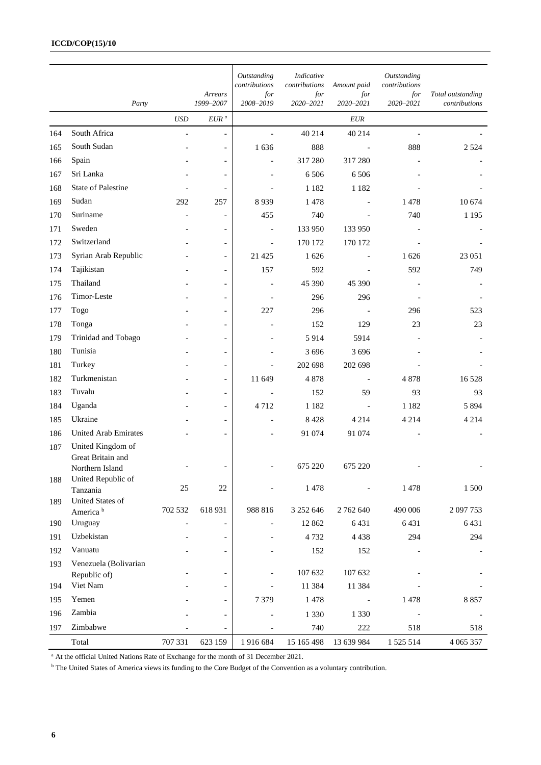| | Party | | Arrears 1999–2007 | Outstanding contributions for 2008–2019 | Indicative contributions for 2020–2021 | Amount paid for 2020–2021 | Outstanding contributions for 2020–2021 | Total outstanding contributions |
|---|---|---|---|---|---|---|---|---|
| | | *USD* | *EUR* [a] | | | *EUR* | | |
| 164 | South Africa | - | - | - | 40 214 | 40 214 | - | - |
| 165 | South Sudan | - | - | 1 636 | 888 | - | 888 | 2 524 |
| 166 | Spain | - | - | - | 317 280 | 317 280 | - | - |
| 167 | Sri Lanka | - | - | - | 6 506 | 6 506 | - | - |
| 168 | State of Palestine | - | - | - | 1 182 | 1 182 | - | - |
| 169 | Sudan | 292 | 257 | 8 939 | 1 478 | - | 1 478 | 10 674 |
| 170 | Suriname | - | - | 455 | 740 | - | 740 | 1 195 |
| 171 | Sweden | - | - | - | 133 950 | 133 950 | - | - |
| 172 | Switzerland | - | - | - | 170 172 | 170 172 | - | - |
| 173 | Syrian Arab Republic | - | - | 21 425 | 1 626 | - | 1 626 | 23 051 |
| 174 | Tajikistan | - | - | 157 | 592 | - | 592 | 749 |
| 175 | Thailand | - | - | - | 45 390 | 45 390 | - | - |
| 176 | Timor-Leste | - | - | - | 296 | 296 | - | - |
| 177 | Togo | - | - | 227 | 296 | - | 296 | 523 |
| 178 | Tonga | - | - | - | 152 | 129 | 23 | 23 |
| 179 | Trinidad and Tobago | - | - | - | 5 914 | 5914 | - | - |
| 180 | Tunisia | - | - | - | 3 696 | 3 696 | - | - |
| 181 | Turkey | - | - | - | 202 698 | 202 698 | - | - |
| 182 | Turkmenistan | - | - | 11 649 | 4 878 | - | 4 878 | 16 528 |
| 183 | Tuvalu | - | - | - | 152 | 59 | 93 | 93 |
| 184 | Uganda | - | - | 4 712 | 1 182 | - | 1 182 | 5 894 |
| 185 | Ukraine | - | - | - | 8 428 | 4 214 | 4 214 | 4 214 |
| 186 | United Arab Emirates | - | - | - | 91 074 | 91 074 | - | - |
| 187 | United Kingdom of Great Britain and Northern Island | - | - | - | 675 220 | 675 220 | - | - |
| 188 | United Republic of Tanzania | 25 | 22 | - | 1 478 | - | 1 478 | 1 500 |
| 189 | United States of America [b] | 702 532 | 618 931 | 988 816 | 3 252 646 | 2 762 640 | 490 006 | 2 097 753 |
| 190 | Uruguay | - | - | - | 12 862 | 6 431 | 6 431 | 6 431 |
| 191 | Uzbekistan | - | - | - | 4 732 | 4 438 | 294 | 294 |
| 192 | Vanuatu | - | - | - | 152 | 152 | - | - |
| 193 | Venezuela (Bolivarian Republic of) | - | - | - | 107 632 | 107 632 | - | - |
| 194 | Viet Nam | - | - | - | 11 384 | 11 384 | - | - |
| 195 | Yemen | - | - | 7 379 | 1 478 | - | 1 478 | 8 857 |
| 196 | Zambia | - | - | - | 1 330 | 1 330 | - | - |
| 197 | Zimbabwe | - | - | - | 740 | 222 | 518 | 518 |
| | Total | 707 331 | 623 159 | 1 916 684 | 15 165 498 | 13 639 984 | 1 525 514 | 4 065 357 |

[a] At the official United Nations Rate of Exchange for the month of 31 December 2021.

[b] The United States of America views its funding to the Core Budget of the Convention as a voluntary contribution.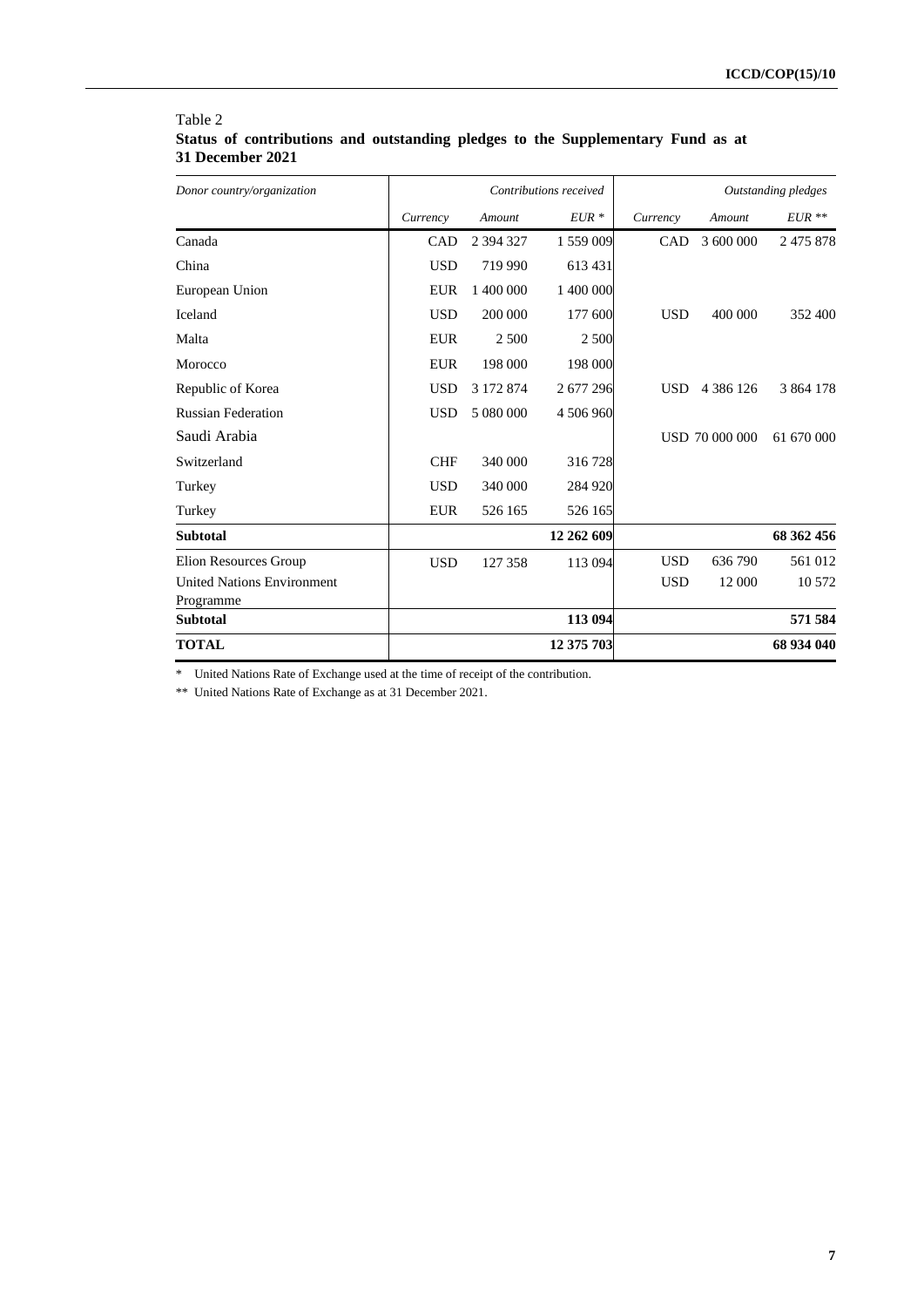Table 2
**Status of contributions and outstanding pledges to the Supplementary Fund as at 31 December 2021**

| *Donor country/organization* | *Contributions received* | | | *Outstanding pledges* | | |
|---|---|---|---|---|---|---|
| | *Currency* | *Amount* | *EUR \** | *Currency* | *Amount* | *EUR \*\** |
| Canada | CAD | 2 394 327 | 1 559 009 | CAD | 3 600 000 | 2 475 878 |
| China | USD | 719 990 | 613 431 | | | |
| European Union | EUR | 1 400 000 | 1 400 000 | | | |
| Iceland | USD | 200 000 | 177 600 | USD | 400 000 | 352 400 |
| Malta | EUR | 2 500 | 2 500 | | | |
| Morocco | EUR | 198 000 | 198 000 | | | |
| Republic of Korea | USD | 3 172 874 | 2 677 296 | USD | 4 386 126 | 3 864 178 |
| Russian Federation | USD | 5 080 000 | 4 506 960 | | | |
| Saudi Arabia | | | | USD | 70 000 000 | 61 670 000 |
| Switzerland | CHF | 340 000 | 316 728 | | | |
| Turkey | USD | 340 000 | 284 920 | | | |
| Turkey | EUR | 526 165 | 526 165 | | | |
| **Subtotal** | | | **12 262 609** | | | **68 362 456** |
| Elion Resources Group | USD | 127 358 | 113 094 | USD | 636 790 | 561 012 |
| United Nations Environment Programme | | | | USD | 12 000 | 10 572 |
| **Subtotal** | | | **113 094** | | | **571 584** |
| **TOTAL** | | | **12 375 703** | | | **68 934 040** |

\* United Nations Rate of Exchange used at the time of receipt of the contribution.

\*\* United Nations Rate of Exchange as at 31 December 2021.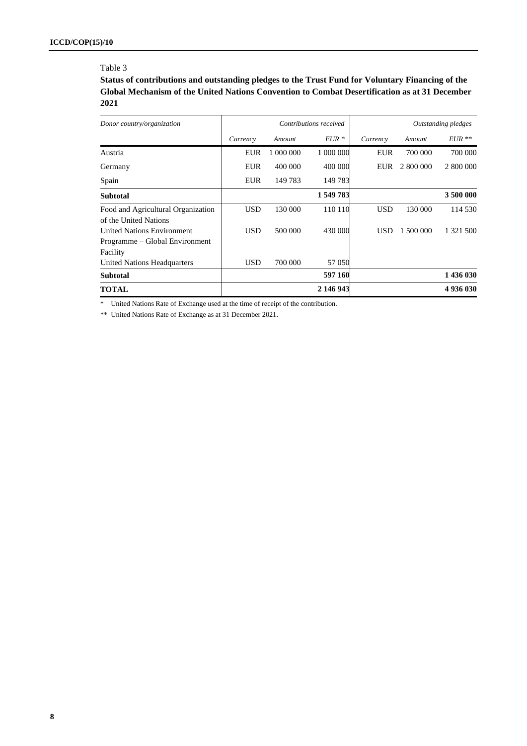Table 3

**Status of contributions and outstanding pledges to the Trust Fund for Voluntary Financing of the Global Mechanism of the United Nations Convention to Combat Desertification as at 31 December 2021**

| *Donor country/organization* | *Contributions received* | | | *Outstanding pledges* | | |
|---|---|---|---|---|---|---|
| | *Currency* | *Amount* | *EUR \** | *Currency* | *Amount* | *EUR \*\** |
| Austria | EUR | 1 000 000 | 1 000 000 | EUR | 700 000 | 700 000 |
| Germany | EUR | 400 000 | 400 000 | EUR | 2 800 000 | 2 800 000 |
| Spain | EUR | 149 783 | 149 783 | | | |
| **Subtotal** | | | **1 549 783** | | | **3 500 000** |
| Food and Agricultural Organization of the United Nations | USD | 130 000 | 110 110 | USD | 130 000 | 114 530 |
| United Nations Environment Programme – Global Environment Facility | USD | 500 000 | 430 000 | USD | 1 500 000 | 1 321 500 |
| United Nations Headquarters | USD | 700 000 | 57 050 | | | |
| **Subtotal** | | | **597 160** | | | **1 436 030** |
| **TOTAL** | | | **2 146 943** | | | **4 936 030** |

\* United Nations Rate of Exchange used at the time of receipt of the contribution.

\*\* United Nations Rate of Exchange as at 31 December 2021.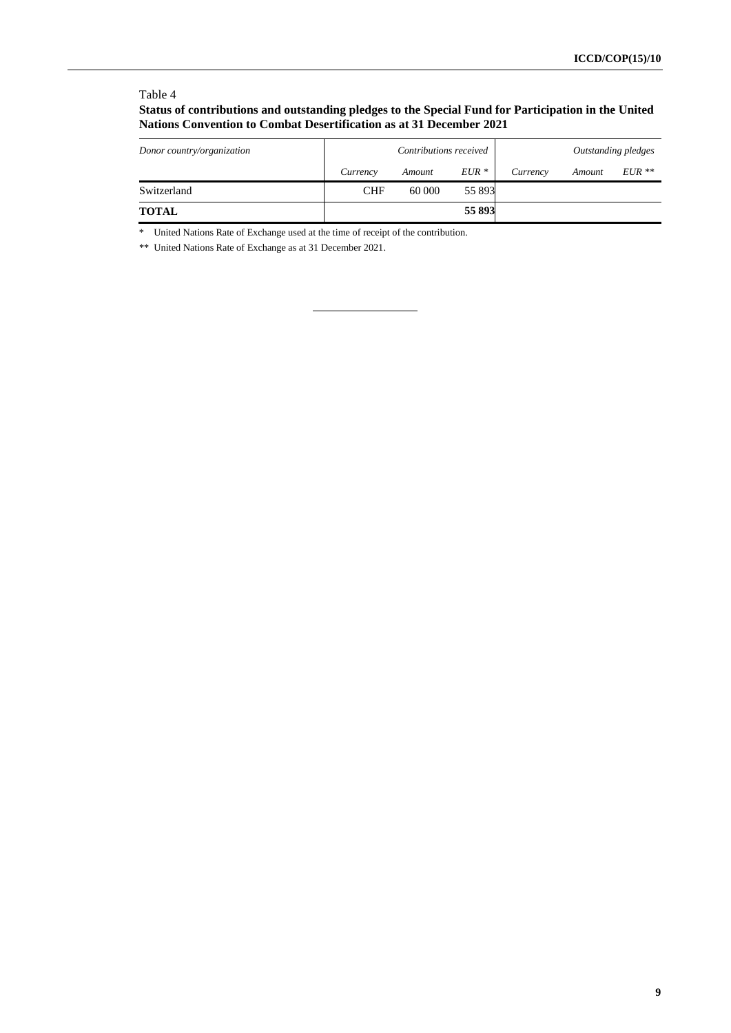Table 4

**Status of contributions and outstanding pledges to the Special Fund for Participation in the United Nations Convention to Combat Desertification as at 31 December 2021**

| *Donor country/organization* | *Contributions received* | | | *Outstanding pledges* | | |
|---|---|---|---|---|---|---|
| | *Currency* | *Amount* | *EUR \** | *Currency* | *Amount* | *EUR \*\** |
| Switzerland | CHF | 60 000 | 55 893 | | | |
| **TOTAL** | | | **55 893** | | | |

\* United Nations Rate of Exchange used at the time of receipt of the contribution.

\*\* United Nations Rate of Exchange as at 31 December 2021.